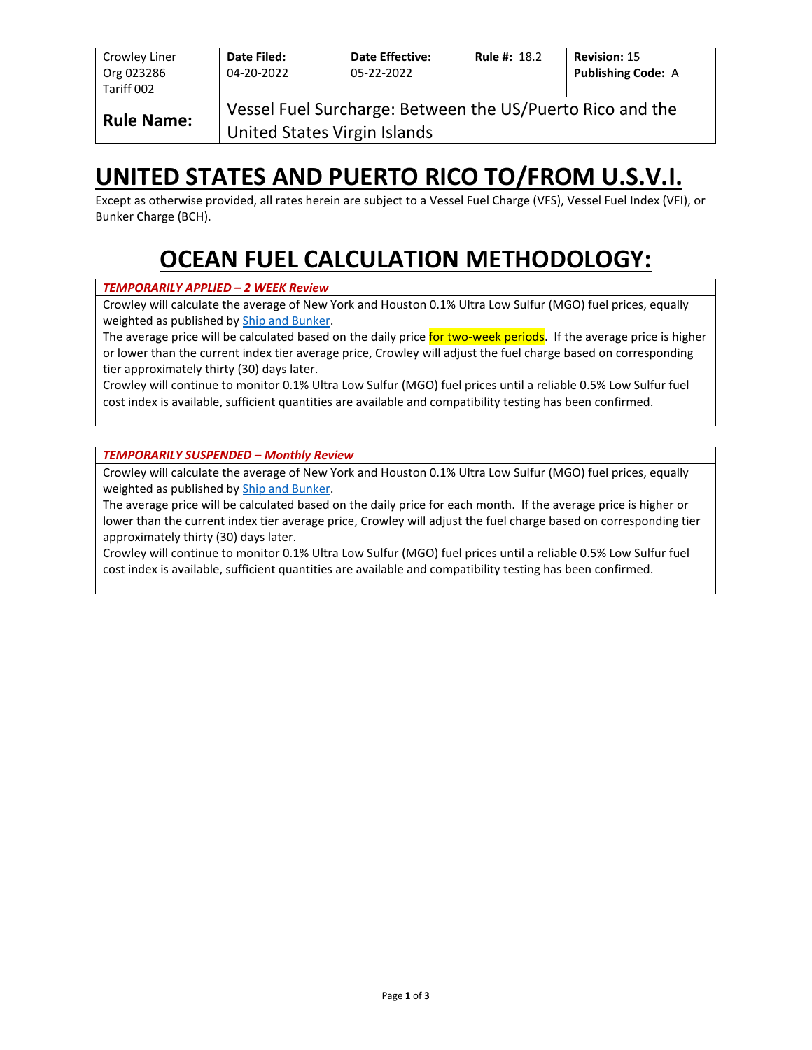| Crowley Liner Org 023286 Tariff 002 | **Date Filed:** 04-20-2022 | **Date Effective:** 05-22-2022 | **Rule #:** 18.2 | **Revision:** 15 **Publishing Code:** A |
|---|---|---|---|---|
| **Rule Name:** | Vessel Fuel Surcharge: Between the US/Puerto Rico and the United States Virgin Islands | | | |

# UNITED STATES AND PUERTO RICO TO/FROM U.S.V.I.

Except as otherwise provided, all rates herein are subject to a Vessel Fuel Charge (VFS), Vessel Fuel Index (VFI), or Bunker Charge (BCH).

# OCEAN FUEL CALCULATION METHODOLOGY:

***TEMPORARILY APPLIED – 2 WEEK Review***

Crowley will calculate the average of New York and Houston 0.1% Ultra Low Sulfur (MGO) fuel prices, equally weighted as published by [Ship and Bunker](#).

The average price will be calculated based on the daily price for two-week periods. If the average price is higher or lower than the current index tier average price, Crowley will adjust the fuel charge based on corresponding tier approximately thirty (30) days later.

Crowley will continue to monitor 0.1% Ultra Low Sulfur (MGO) fuel prices until a reliable 0.5% Low Sulfur fuel cost index is available, sufficient quantities are available and compatibility testing has been confirmed.

***TEMPORARILY SUSPENDED – Monthly Review***

Crowley will calculate the average of New York and Houston 0.1% Ultra Low Sulfur (MGO) fuel prices, equally weighted as published by [Ship and Bunker](#).

The average price will be calculated based on the daily price for each month. If the average price is higher or lower than the current index tier average price, Crowley will adjust the fuel charge based on corresponding tier approximately thirty (30) days later.

Crowley will continue to monitor 0.1% Ultra Low Sulfur (MGO) fuel prices until a reliable 0.5% Low Sulfur fuel cost index is available, sufficient quantities are available and compatibility testing has been confirmed.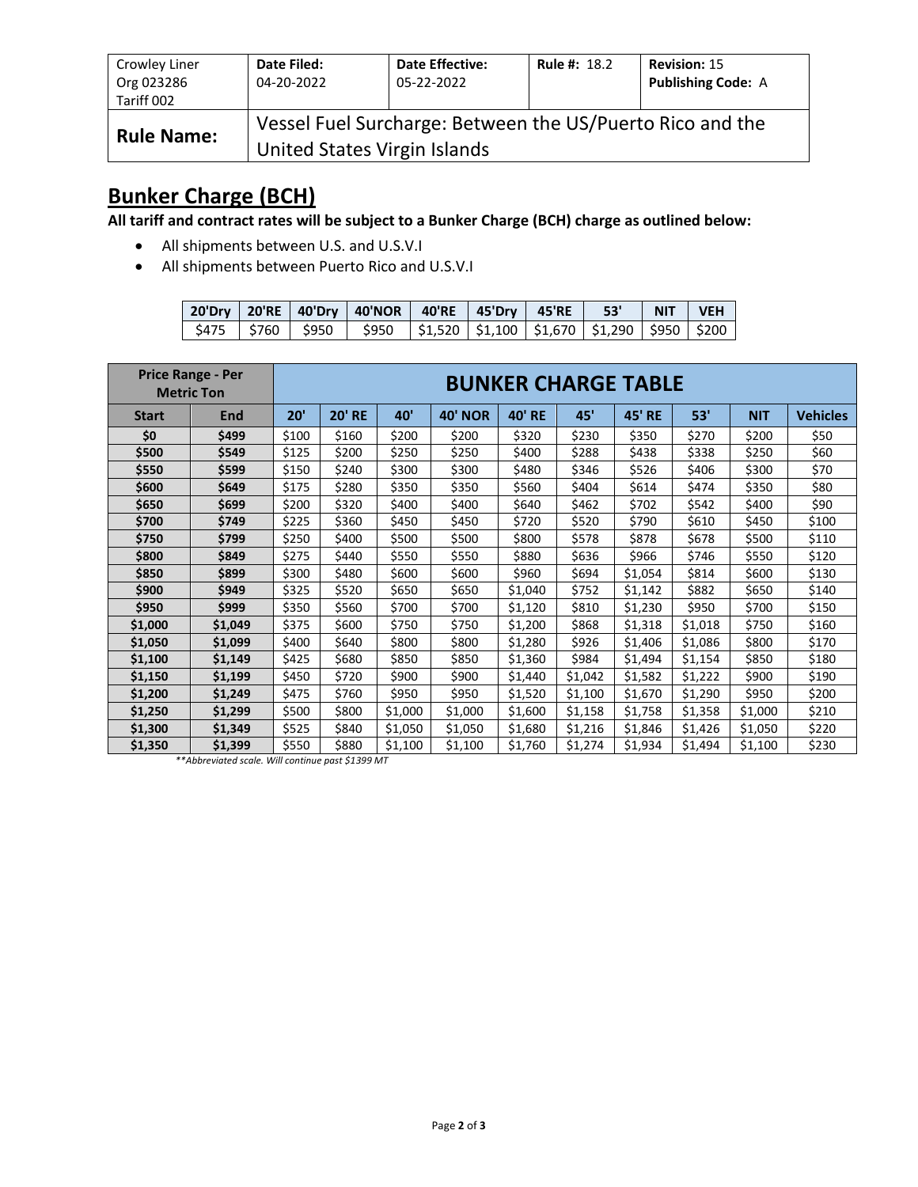| Crowley Liner Org 023286 Tariff 002 | Date Filed: 04-20-2022 | Date Effective: 05-22-2022 | Rule #: 18.2 | Revision: 15 Publishing Code: A |
|---|---|---|---|---|
| **Rule Name:** | Vessel Fuel Surcharge: Between the US/Puerto Rico and the United States Virgin Islands | | | |

## Bunker Charge (BCH)

**All tariff and contract rates will be subject to a Bunker Charge (BCH) charge as outlined below:**

- All shipments between U.S. and U.S.V.I
- All shipments between Puerto Rico and U.S.V.I

| 20'Dry | 20'RE | 40'Dry | 40'NOR | 40'RE | 45'Dry | 45'RE | 53' | NIT | VEH |
|---|---|---|---|---|---|---|---|---|---|
| $475 | $760 | $950 | $950 | $1,520 | $1,100 | $1,670 | $1,290 | $950 | $200 |

| Price Range - Per Metric Ton | | BUNKER CHARGE TABLE | | | | | | | | | |
|---|---|---|---|---|---|---|---|---|---|---|---|
| **Start** | **End** | **20'** | **20' RE** | **40'** | **40' NOR** | **40' RE** | **45'** | **45' RE** | **53'** | **NIT** | **Vehicles** |
| **$0** | **$499** | $100 | $160 | $200 | $200 | $320 | $230 | $350 | $270 | $200 | $50 |
| **$500** | **$549** | $125 | $200 | $250 | $250 | $400 | $288 | $438 | $338 | $250 | $60 |
| **$550** | **$599** | $150 | $240 | $300 | $300 | $480 | $346 | $526 | $406 | $300 | $70 |
| **$600** | **$649** | $175 | $280 | $350 | $350 | $560 | $404 | $614 | $474 | $350 | $80 |
| **$650** | **$699** | $200 | $320 | $400 | $400 | $640 | $462 | $702 | $542 | $400 | $90 |
| **$700** | **$749** | $225 | $360 | $450 | $450 | $720 | $520 | $790 | $610 | $450 | $100 |
| **$750** | **$799** | $250 | $400 | $500 | $500 | $800 | $578 | $878 | $678 | $500 | $110 |
| **$800** | **$849** | $275 | $440 | $550 | $550 | $880 | $636 | $966 | $746 | $550 | $120 |
| **$850** | **$899** | $300 | $480 | $600 | $600 | $960 | $694 | $1,054 | $814 | $600 | $130 |
| **$900** | **$949** | $325 | $520 | $650 | $650 | $1,040 | $752 | $1,142 | $882 | $650 | $140 |
| **$950** | **$999** | $350 | $560 | $700 | $700 | $1,120 | $810 | $1,230 | $950 | $700 | $150 |
| **$1,000** | **$1,049** | $375 | $600 | $750 | $750 | $1,200 | $868 | $1,318 | $1,018 | $750 | $160 |
| **$1,050** | **$1,099** | $400 | $640 | $800 | $800 | $1,280 | $926 | $1,406 | $1,086 | $800 | $170 |
| **$1,100** | **$1,149** | $425 | $680 | $850 | $850 | $1,360 | $984 | $1,494 | $1,154 | $850 | $180 |
| **$1,150** | **$1,199** | $450 | $720 | $900 | $900 | $1,440 | $1,042 | $1,582 | $1,222 | $900 | $190 |
| **$1,200** | **$1,249** | $475 | $760 | $950 | $950 | $1,520 | $1,100 | $1,670 | $1,290 | $950 | $200 |
| **$1,250** | **$1,299** | $500 | $800 | $1,000 | $1,000 | $1,600 | $1,158 | $1,758 | $1,358 | $1,000 | $210 |
| **$1,300** | **$1,349** | $525 | $840 | $1,050 | $1,050 | $1,680 | $1,216 | $1,846 | $1,426 | $1,050 | $220 |
| **$1,350** | **$1,399** | $550 | $880 | $1,100 | $1,100 | $1,760 | $1,274 | $1,934 | $1,494 | $1,100 | $230 |

*\*\*Abbreviated scale. Will continue past $1399 MT*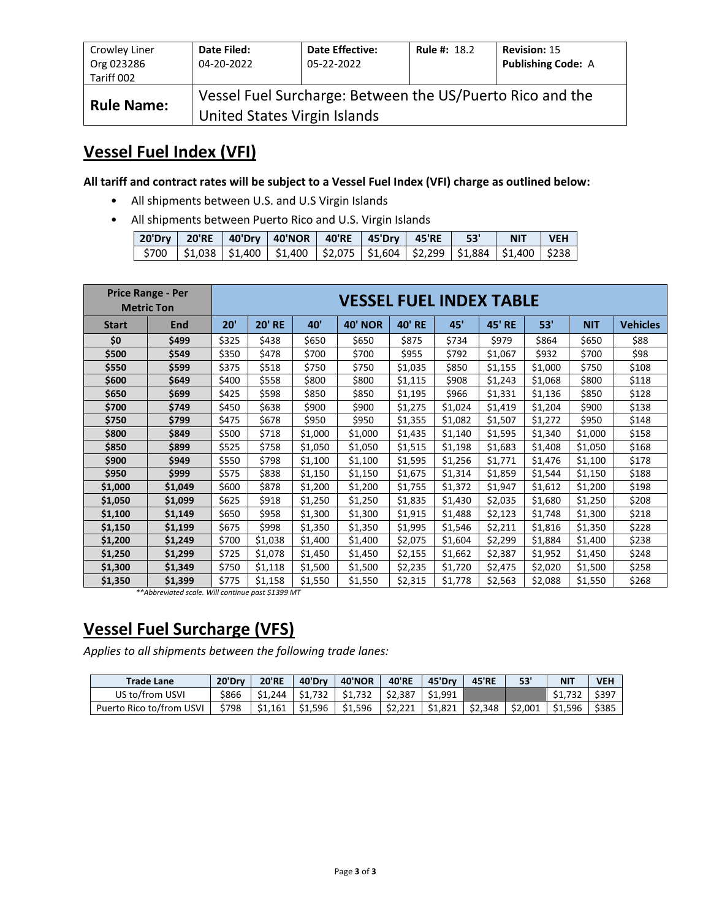| Crowley Liner<br>Org 023286<br>Tariff 002 | **Date Filed:**<br>04-20-2022 | **Date Effective:**<br>05-22-2022 | **Rule #:** 18.2 | **Revision:** 15<br>**Publishing Code:** A |
|---|---|---|---|---|
| **Rule Name:** | Vessel Fuel Surcharge: Between the US/Puerto Rico and the United States Virgin Islands | | | |

## Vessel Fuel Index (VFI)

**All tariff and contract rates will be subject to a Vessel Fuel Index (VFI) charge as outlined below:**

- All shipments between U.S. and U.S Virgin Islands
- All shipments between Puerto Rico and U.S. Virgin Islands

| 20'Dry | 20'RE | 40'Dry | 40'NOR | 40'RE | 45'Dry | 45'RE | 53' | NIT | VEH |
|---|---|---|---|---|---|---|---|---|---|
| $700 | $1,038 | $1,400 | $1,400 | $2,075 | $1,604 | $2,299 | $1,884 | $1,400 | $238 |

| Price Range - Per Metric Ton | | VESSEL FUEL INDEX TABLE | | | | | | | | | |
|---|---|---|---|---|---|---|---|---|---|---|---|
| **Start** | **End** | **20'** | **20' RE** | **40'** | **40' NOR** | **40' RE** | **45'** | **45' RE** | **53'** | **NIT** | **Vehicles** |
| **$0** | **$499** | $325 | $438 | $650 | $650 | $875 | $734 | $979 | $864 | $650 | $88 |
| **$500** | **$549** | $350 | $478 | $700 | $700 | $955 | $792 | $1,067 | $932 | $700 | $98 |
| **$550** | **$599** | $375 | $518 | $750 | $750 | $1,035 | $850 | $1,155 | $1,000 | $750 | $108 |
| **$600** | **$649** | $400 | $558 | $800 | $800 | $1,115 | $908 | $1,243 | $1,068 | $800 | $118 |
| **$650** | **$699** | $425 | $598 | $850 | $850 | $1,195 | $966 | $1,331 | $1,136 | $850 | $128 |
| **$700** | **$749** | $450 | $638 | $900 | $900 | $1,275 | $1,024 | $1,419 | $1,204 | $900 | $138 |
| **$750** | **$799** | $475 | $678 | $950 | $950 | $1,355 | $1,082 | $1,507 | $1,272 | $950 | $148 |
| **$800** | **$849** | $500 | $718 | $1,000 | $1,000 | $1,435 | $1,140 | $1,595 | $1,340 | $1,000 | $158 |
| **$850** | **$899** | $525 | $758 | $1,050 | $1,050 | $1,515 | $1,198 | $1,683 | $1,408 | $1,050 | $168 |
| **$900** | **$949** | $550 | $798 | $1,100 | $1,100 | $1,595 | $1,256 | $1,771 | $1,476 | $1,100 | $178 |
| **$950** | **$999** | $575 | $838 | $1,150 | $1,150 | $1,675 | $1,314 | $1,859 | $1,544 | $1,150 | $188 |
| **$1,000** | **$1,049** | $600 | $878 | $1,200 | $1,200 | $1,755 | $1,372 | $1,947 | $1,612 | $1,200 | $198 |
| **$1,050** | **$1,099** | $625 | $918 | $1,250 | $1,250 | $1,835 | $1,430 | $2,035 | $1,680 | $1,250 | $208 |
| **$1,100** | **$1,149** | $650 | $958 | $1,300 | $1,300 | $1,915 | $1,488 | $2,123 | $1,748 | $1,300 | $218 |
| **$1,150** | **$1,199** | $675 | $998 | $1,350 | $1,350 | $1,995 | $1,546 | $2,211 | $1,816 | $1,350 | $228 |
| **$1,200** | **$1,249** | $700 | $1,038 | $1,400 | $1,400 | $2,075 | $1,604 | $2,299 | $1,884 | $1,400 | $238 |
| **$1,250** | **$1,299** | $725 | $1,078 | $1,450 | $1,450 | $2,155 | $1,662 | $2,387 | $1,952 | $1,450 | $248 |
| **$1,300** | **$1,349** | $750 | $1,118 | $1,500 | $1,500 | $2,235 | $1,720 | $2,475 | $2,020 | $1,500 | $258 |
| **$1,350** | **$1,399** | $775 | $1,158 | $1,550 | $1,550 | $2,315 | $1,778 | $2,563 | $2,088 | $1,550 | $268 |

*\*\*Abbreviated scale. Will continue past $1399 MT*

## Vessel Fuel Surcharge (VFS)

*Applies to all shipments between the following trade lanes:*

| Trade Lane | 20'Dry | 20'RE | 40'Dry | 40'NOR | 40'RE | 45'Dry | 45'RE | 53' | NIT | VEH |
|---|---|---|---|---|---|---|---|---|---|---|
| US to/from USVI | $866 | $1,244 | $1,732 | $1,732 | $2,387 | $1,991 | | | $1,732 | $397 |
| Puerto Rico to/from USVI | $798 | $1,161 | $1,596 | $1,596 | $2,221 | $1,821 | $2,348 | $2,001 | $1,596 | $385 |